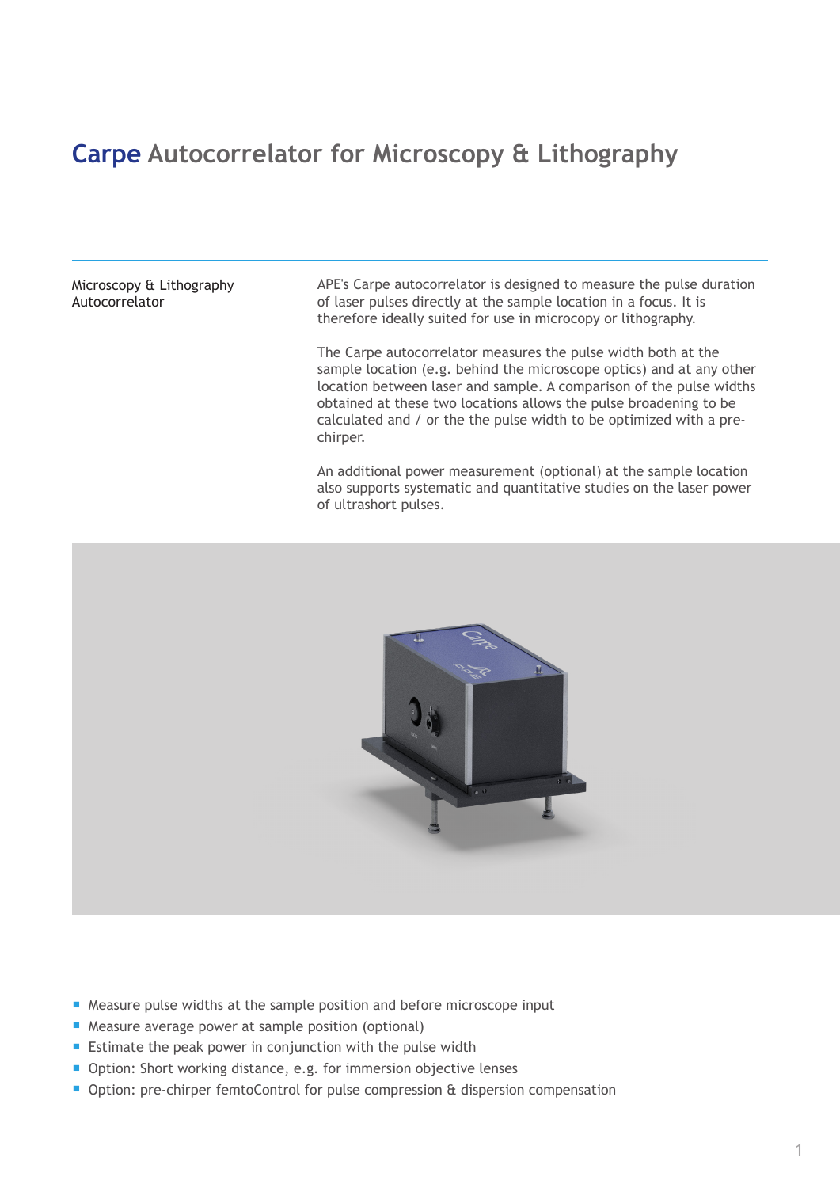# Carpe Autocorrelator for Microscopy & Lithography

Microscopy & Lithography Autocorrelator

APE's Carpe autocorrelator is designed to measure the pulse duration of laser pulses directly at the sample location in a focus. It is therefore ideally suited for use in microcopy or lithography.

The Carpe autocorrelator measures the pulse width both at the sample location (e.g. behind the microscope optics) and at any other location between laser and sample. A comparison of the pulse widths obtained at these two locations allows the pulse broadening to be calculated and / or the the pulse width to be optimized with a pre-chirper.

An additional power measurement (optional) at the sample location also supports systematic and quantitative studies on the laser power of ultrashort pulses.

- Measure pulse widths at the sample position and before microscope input
- Measure average power at sample position (optional)
- Estimate the peak power in conjunction with the pulse width
- Option: Short working distance, e.g. for immersion objective lenses
- Option: pre-chirper femtoControl for pulse compression & dispersion compensation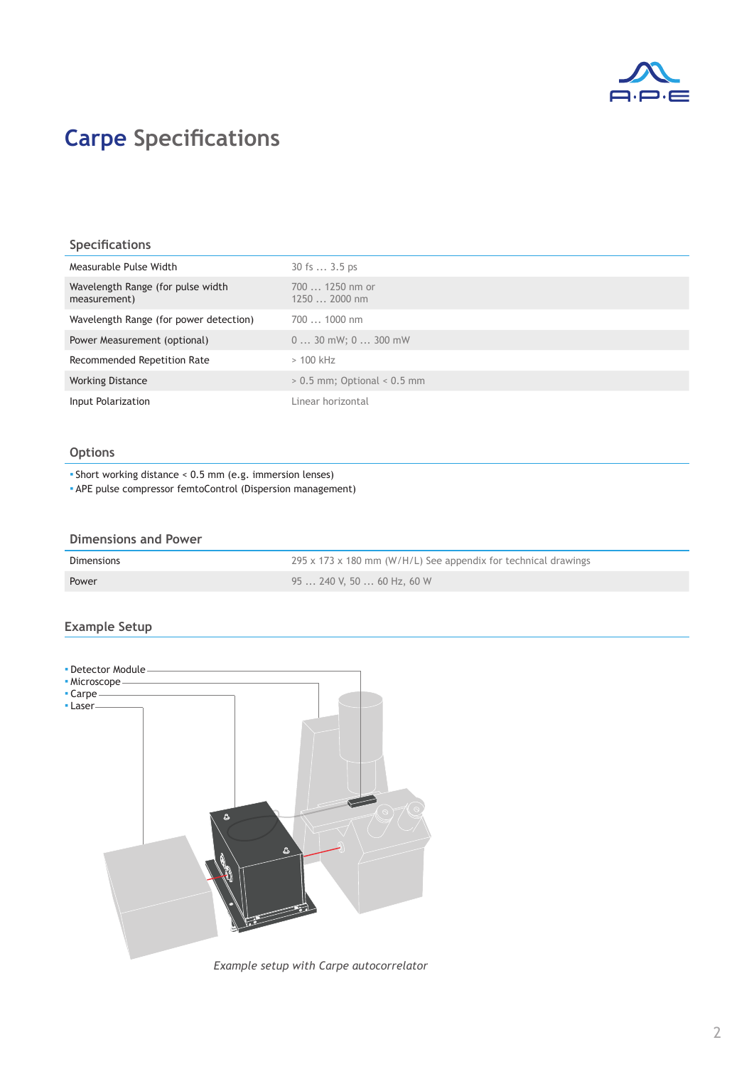# Carpe Specifications

## Specifications

| | |
|---|---|
| Measurable Pulse Width | 30 fs … 3.5 ps |
| Wavelength Range (for pulse width measurement) | 700 … 1250 nm or<br>1250 … 2000 nm |
| Wavelength Range (for power detection) | 700 … 1000 nm |
| Power Measurement (optional) | 0 … 30 mW; 0 … 300 mW |
| Recommended Repetition Rate | > 100 kHz |
| Working Distance | > 0.5 mm; Optional < 0.5 mm |
| Input Polarization | Linear horizontal |

## Options

- Short working distance < 0.5 mm (e.g. immersion lenses)
- APE pulse compressor femtoControl (Dispersion management)

## Dimensions and Power

| | |
|---|---|
| Dimensions | 295 x 173 x 180 mm (W/H/L) See appendix for technical drawings |
| Power | 95 … 240 V, 50 … 60 Hz, 60 W |

## Example Setup

- Detector Module
- Microscope
- Carpe
- Laser

*Example setup with Carpe autocorrelator*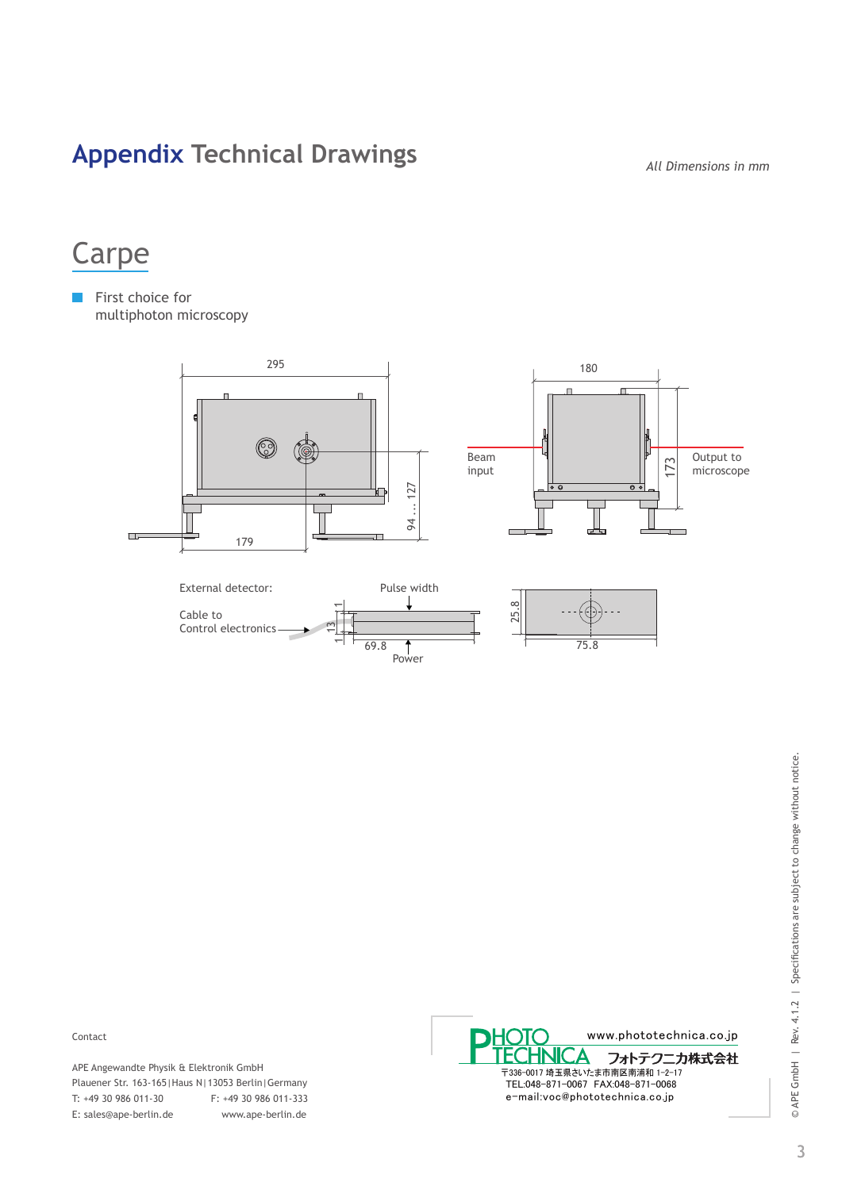# **Appendix** Technical Drawings

*All Dimensions in mm*

## Carpe

- First choice for multiphoton microscopy

295

179

94 ... 127

180

173

Beam input

Output to microscope

External detector:

Cable to Control electronics

Pulse width

Power

1

13

1

69.8

25.8

75.8

Contact

APE Angewandte Physik & Elektronik GmbH
Plauener Str. 163-165 | Haus N | 13053 Berlin | Germany
T: +49 30 986 011-30 F: +49 30 986 011-333
E: sales@ape-berlin.de www.ape-berlin.de

PHOTO TECHNICA
www.phototechnica.co.jp
フォトテクニカ株式会社
〒336-0017 埼玉県さいたま市南区南浦和 1-2-17
TEL:048-871-0067 FAX:048-871-0068
e-mail:voc@phototechnica.co.jp

© APE GmbH | Rev. 4.1.2 | Specifications are subject to change without notice.